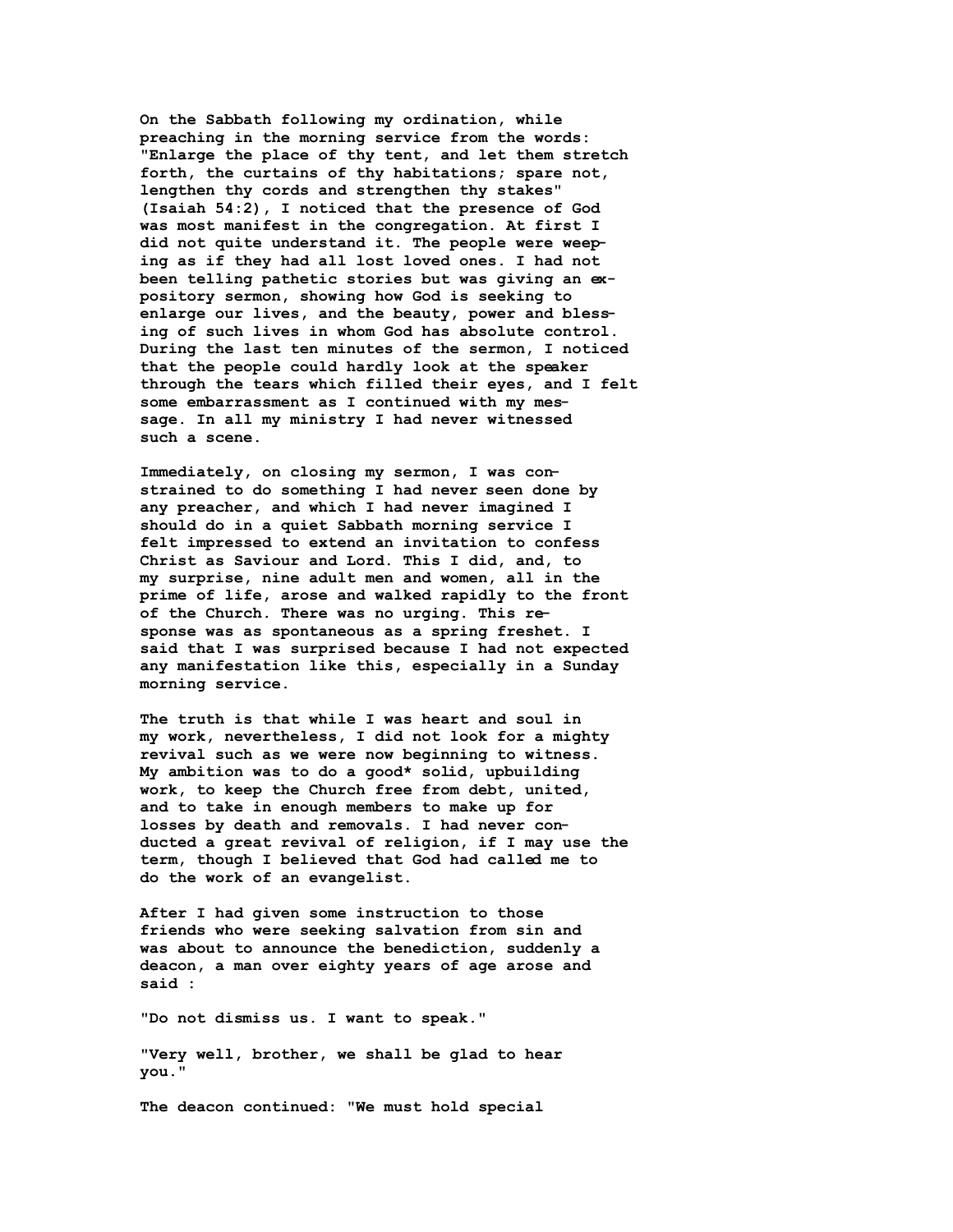On the Sabbath following my ordination, while preaching in the morning service from the words: "Enlarge the place of thy tent, and let them stretch forth, the curtains of thy habitations; spare not, lengthen thy cords and strengthen thy stakes" (Isaiah 54:2), I noticed that the presence of God was most manifest in the congregation. At first I did not quite understand it. The people were weeping as if they had all lost loved ones. I had not been telling pathetic stories but was giving an expository sermon, showing how God is seeking to enlarge our lives, and the beauty, power and blessing of such lives in whom God has absolute control. During the last ten minutes of the sermon, I noticed that the people could hardly look at the speaker through the tears which filled their eyes, and I felt some embarrassment as I continued with my message. In all my ministry I had never witnessed such a scene.

Immediately, on closing my sermon, I was constrained to do something I had never seen done by any preacher, and which I had never imagined I should do in a quiet Sabbath morning service I felt impressed to extend an invitation to confess Christ as Saviour and Lord. This I did, and, to my surprise, nine adult men and women, all in the prime of life, arose and walked rapidly to the front of the Church. There was no urging. This response was as spontaneous as a spring freshet. I said that I was surprised because I had not expected any manifestation like this, especially in a Sunday morning service.

The truth is that while I was heart and soul in my work, nevertheless, I did not look for a mighty revival such as we were now beginning to witness. My ambition was to do a good* solid, upbuilding work, to keep the Church free from debt, united, and to take in enough members to make up for losses by death and removals. I had never conducted a great revival of religion, if I may use the term, though I believed that God had called me to do the work of an evangelist.

After I had given some instruction to those friends who were seeking salvation from sin and was about to announce the benediction, suddenly a deacon, a man over eighty years of age arose and said :

"Do not dismiss us. I want to speak."

"Very well, brother, we shall be glad to hear you."

The deacon continued: "We must hold special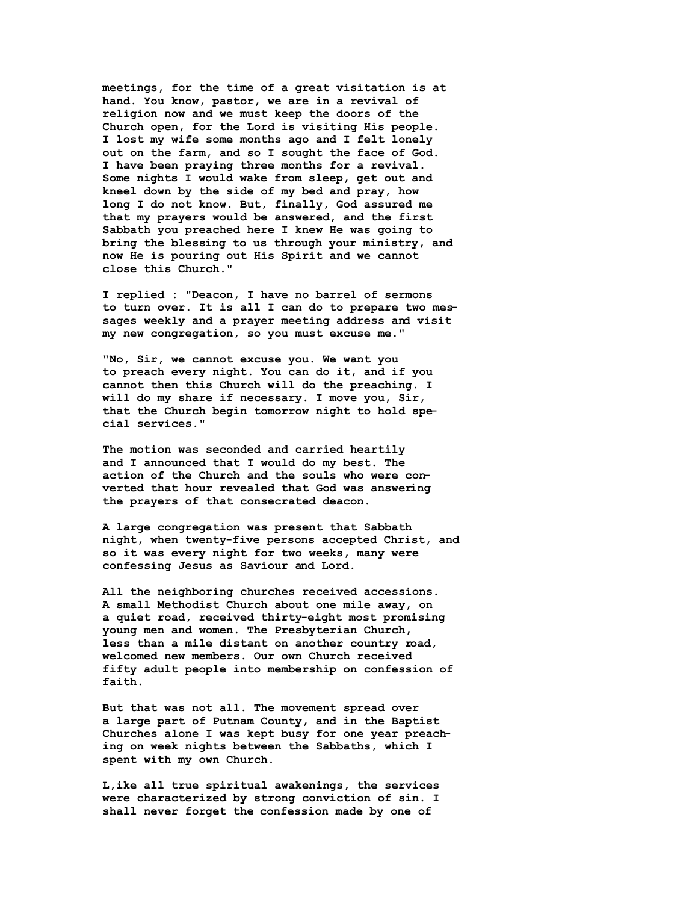meetings, for the time of a great visitation is at hand. You know, pastor, we are in a revival of religion now and we must keep the doors of the Church open, for the Lord is visiting His people. I lost my wife some months ago and I felt lonely out on the farm, and so I sought the face of God. I have been praying three months for a revival. Some nights I would wake from sleep, get out and kneel down by the side of my bed and pray, how long I do not know. But, finally, God assured me that my prayers would be answered, and the first Sabbath you preached here I knew He was going to bring the blessing to us through your ministry, and now He is pouring out His Spirit and we cannot close this Church."

I replied : "Deacon, I have no barrel of sermons to turn over. It is all I can do to prepare two messages weekly and a prayer meeting address and visit my new congregation, so you must excuse me."

"No, Sir, we cannot excuse you. We want you to preach every night. You can do it, and if you cannot then this Church will do the preaching. I will do my share if necessary. I move you, Sir, that the Church begin tomorrow night to hold special services."

The motion was seconded and carried heartily and I announced that I would do my best. The action of the Church and the souls who were converted that hour revealed that God was answering the prayers of that consecrated deacon.

A large congregation was present that Sabbath night, when twenty-five persons accepted Christ, and so it was every night for two weeks, many were confessing Jesus as Saviour and Lord.

All the neighboring churches received accessions. A small Methodist Church about one mile away, on a quiet road, received thirty-eight most promising young men and women. The Presbyterian Church, less than a mile distant on another country road, welcomed new members. Our own Church received fifty adult people into membership on confession of faith.

But that was not all. The movement spread over a large part of Putnam County, and in the Baptist Churches alone I was kept busy for one year preaching on week nights between the Sabbaths, which I spent with my own Church.

L,ike all true spiritual awakenings, the services were characterized by strong conviction of sin. I shall never forget the confession made by one of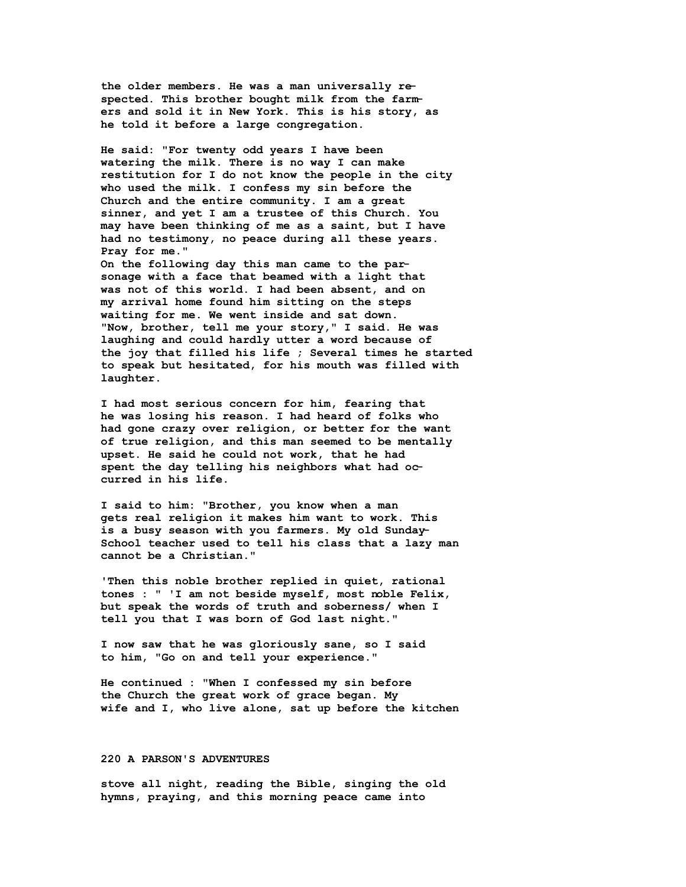the older members. He was a man universally respected. This brother bought milk from the farmers and sold it in New York. This is his story, as he told it before a large congregation.

He said: "For twenty odd years I have been watering the milk. There is no way I can make restitution for I do not know the people in the city who used the milk. I confess my sin before the Church and the entire community. I am a great sinner, and yet I am a trustee of this Church. You may have been thinking of me as a saint, but I have had no testimony, no peace during all these years. Pray for me."

On the following day this man came to the parsonage with a face that beamed with a light that was not of this world. I had been absent, and on my arrival home found him sitting on the steps waiting for me. We went inside and sat down. "Now, brother, tell me your story," I said. He was laughing and could hardly utter a word because of the joy that filled his life ; Several times he started to speak but hesitated, for his mouth was filled with laughter.

I had most serious concern for him, fearing that he was losing his reason. I had heard of folks who had gone crazy over religion, or better for the want of true religion, and this man seemed to be mentally upset. He said he could not work, that he had spent the day telling his neighbors what had occurred in his life.

I said to him: "Brother, you know when a man gets real religion it makes him want to work. This is a busy season with you farmers. My old Sunday-School teacher used to tell his class that a lazy man cannot be a Christian."

'Then this noble brother replied in quiet, rational tones : " 'I am not beside myself, most noble Felix, but speak the words of truth and soberness/ when I tell you that I was born of God last night."

I now saw that he was gloriously sane, so I said to him, "Go on and tell your experience."

He continued : "When I confessed my sin before the Church the great work of grace began. My wife and I, who live alone, sat up before the kitchen stove all night, reading the Bible, singing the old hymns, praying, and this morning peace came into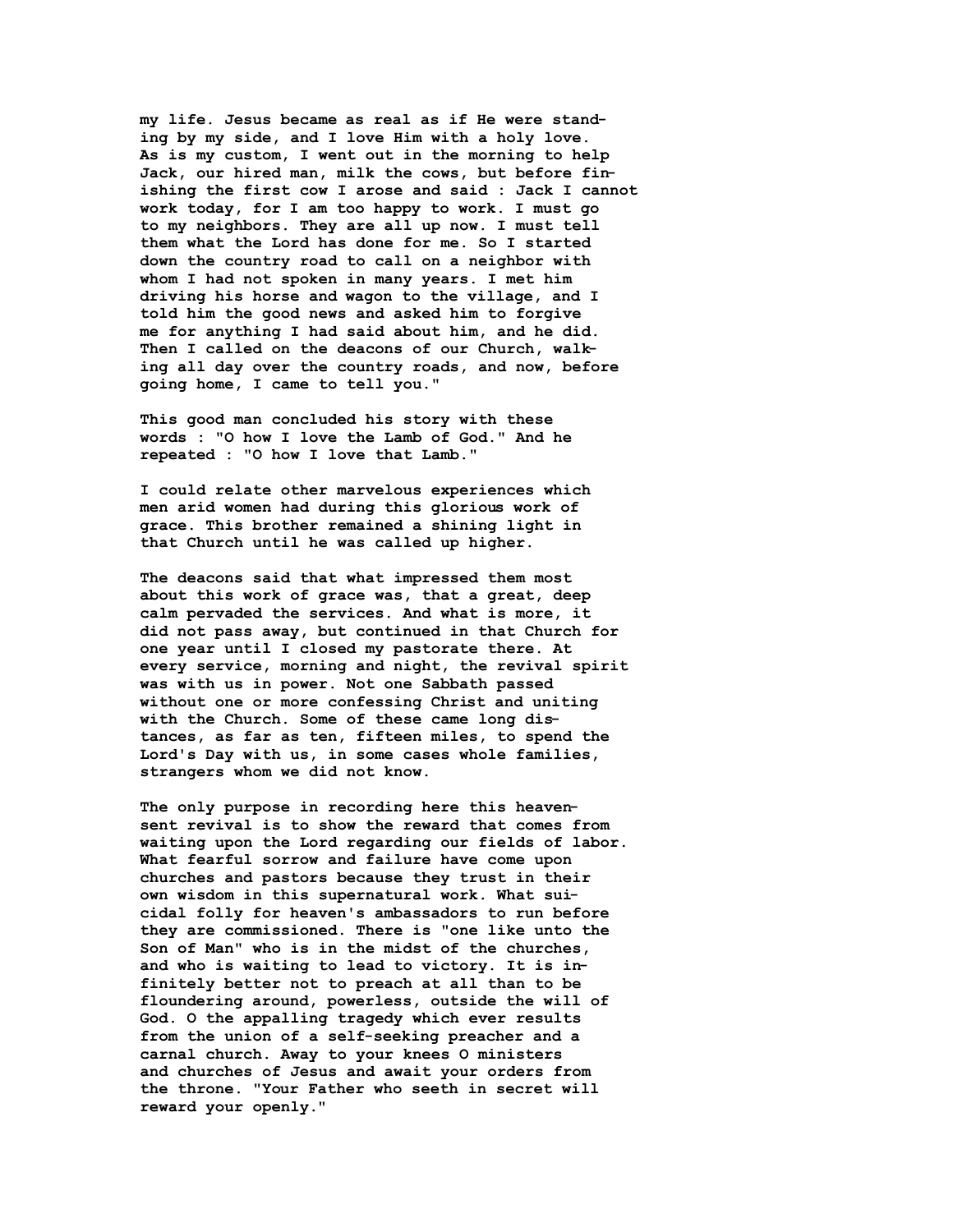my life. Jesus became as real as if He were standing by my side, and I love Him with a holy love. As is my custom, I went out in the morning to help Jack, our hired man, milk the cows, but before finishing the first cow I arose and said : Jack I cannot work today, for I am too happy to work. I must go to my neighbors. They are all up now. I must tell them what the Lord has done for me. So I started down the country road to call on a neighbor with whom I had not spoken in many years. I met him driving his horse and wagon to the village, and I told him the good news and asked him to forgive me for anything I had said about him, and he did. Then I called on the deacons of our Church, walking all day over the country roads, and now, before going home, I came to tell you."

This good man concluded his story with these words : "O how I love the Lamb of God." And he repeated : "O how I love that Lamb."

I could relate other marvelous experiences which men arid women had during this glorious work of grace. This brother remained a shining light in that Church until he was called up higher.

The deacons said that what impressed them most about this work of grace was, that a great, deep calm pervaded the services. And what is more, it did not pass away, but continued in that Church for one year until I closed my pastorate there. At every service, morning and night, the revival spirit was with us in power. Not one Sabbath passed without one or more confessing Christ and uniting with the Church. Some of these came long distances, as far as ten, fifteen miles, to spend the Lord's Day with us, in some cases whole families, strangers whom we did not know.

The only purpose in recording here this heaven-sent revival is to show the reward that comes from waiting upon the Lord regarding our fields of labor. What fearful sorrow and failure have come upon churches and pastors because they trust in their own wisdom in this supernatural work. What suicidal folly for heaven's ambassadors to run before they are commissioned. There is "one like unto the Son of Man" who is in the midst of the churches, and who is waiting to lead to victory. It is infinitely better not to preach at all than to be floundering around, powerless, outside the will of God. O the appalling tragedy which ever results from the union of a self-seeking preacher and a carnal church. Away to your knees O ministers and churches of Jesus and await your orders from the throne. "Your Father who seeth in secret will reward your openly."